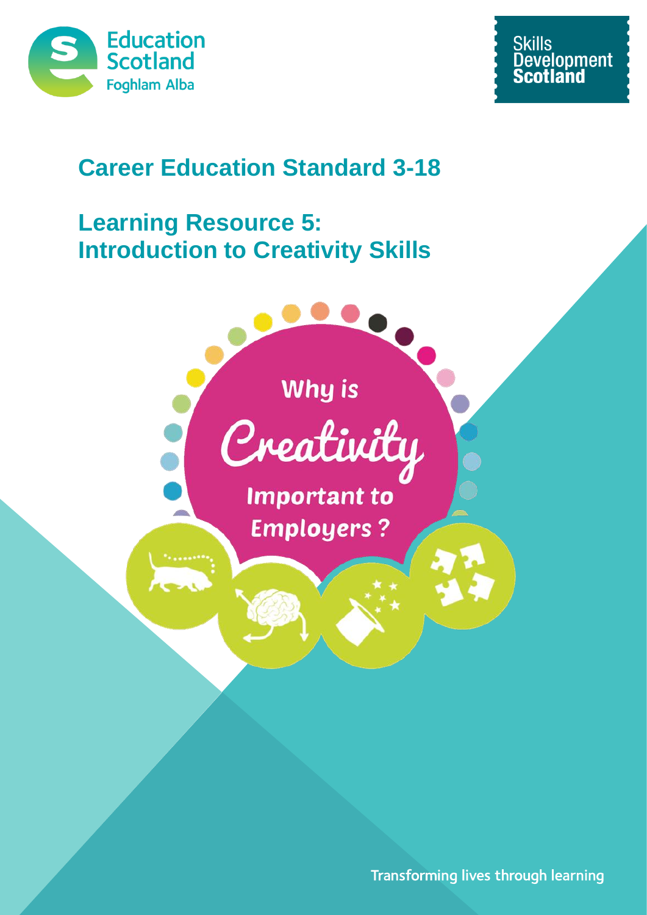Education Scotland
Foghlam Alba

Skills Development Scotland

# Career Education Standard 3-18

## Learning Resource 5: Introduction to Creativity Skills

Why is Creativity Important to Employers?

Transforming lives through learning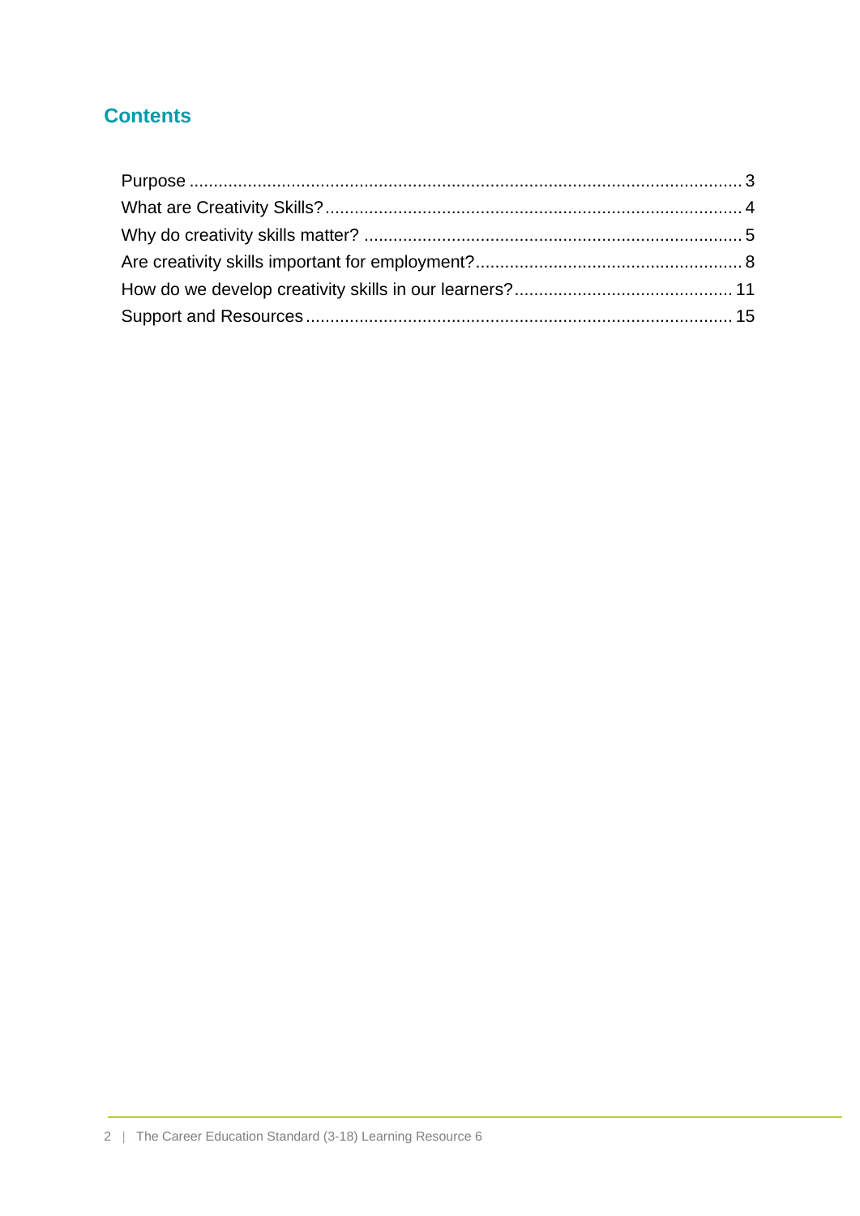## Contents

Purpose .......... 3
What are Creativity Skills? .......... 4
Why do creativity skills matter? .......... 5
Are creativity skills important for employment? .......... 8
How do we develop creativity skills in our learners? .......... 11
Support and Resources .......... 15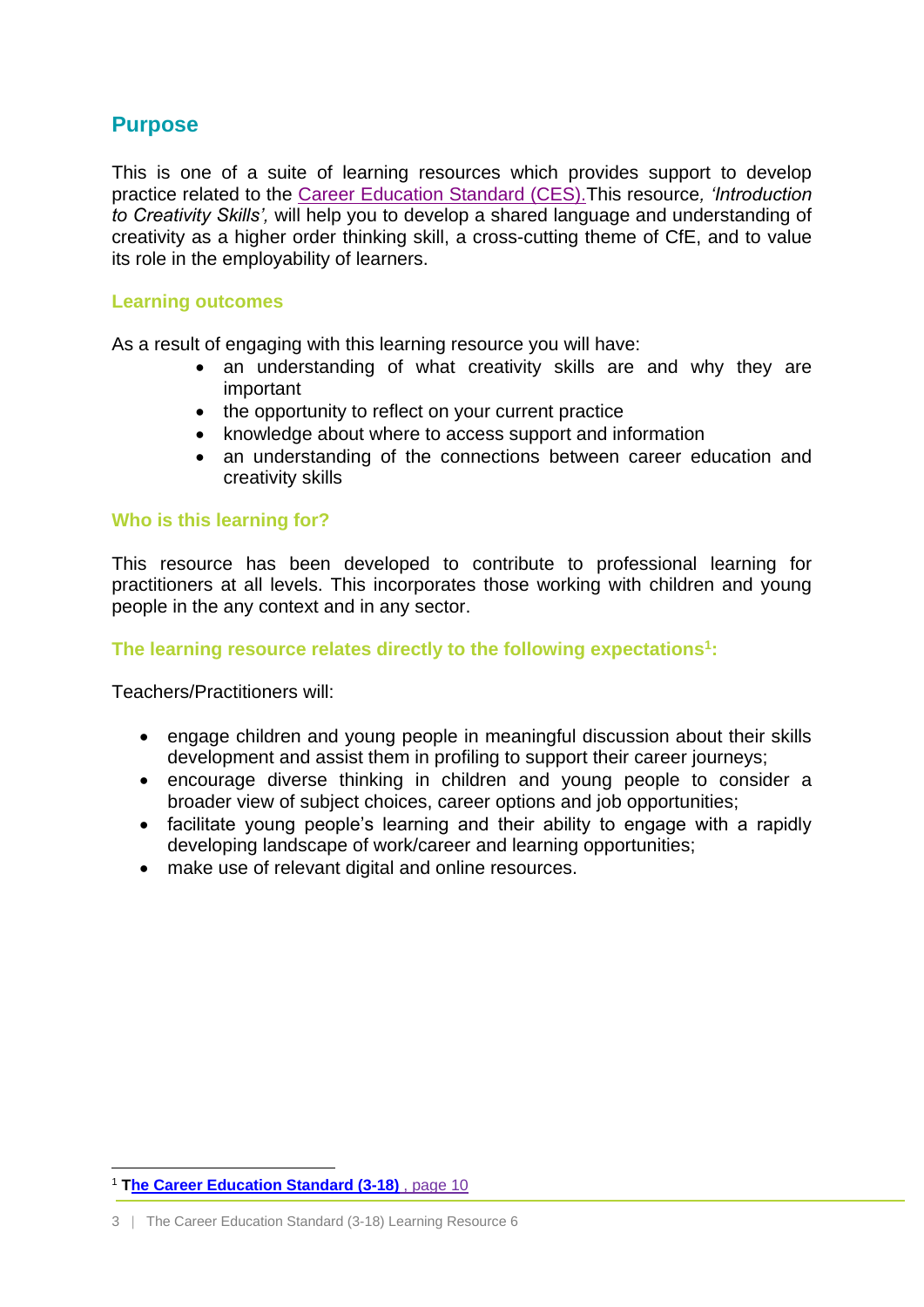## Purpose

This is one of a suite of learning resources which provides support to develop practice related to the Career Education Standard (CES). This resource, *'Introduction to Creativity Skills',* will help you to develop a shared language and understanding of creativity as a higher order thinking skill, a cross-cutting theme of CfE, and to value its role in the employability of learners.

### Learning outcomes

As a result of engaging with this learning resource you will have:

- an understanding of what creativity skills are and why they are important
- the opportunity to reflect on your current practice
- knowledge about where to access support and information
- an understanding of the connections between career education and creativity skills

### Who is this learning for?

This resource has been developed to contribute to professional learning for practitioners at all levels. This incorporates those working with children and young people in the any context and in any sector.

### The learning resource relates directly to the following expectations[1]:

Teachers/Practitioners will:

- engage children and young people in meaningful discussion about their skills development and assist them in profiling to support their career journeys;
- encourage diverse thinking in children and young people to consider a broader view of subject choices, career options and job opportunities;
- facilitate young people's learning and their ability to engage with a rapidly developing landscape of work/career and learning opportunities;
- make use of relevant digital and online resources.

[1] **The Career Education Standard (3-18)** , page 10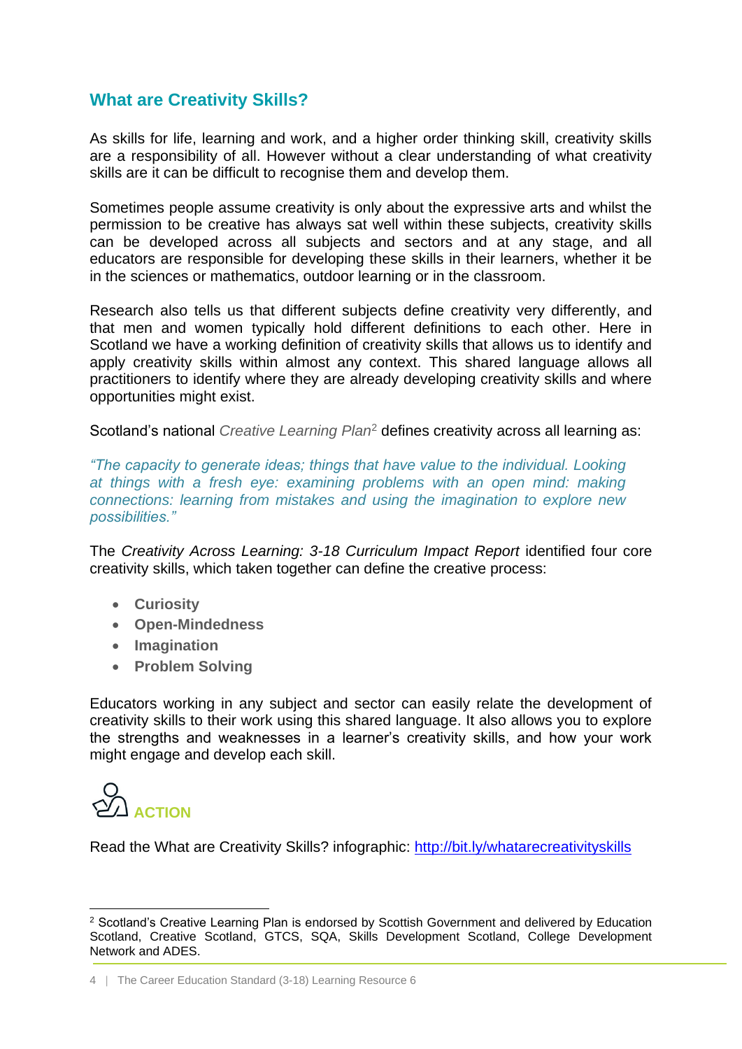## What are Creativity Skills?

As skills for life, learning and work, and a higher order thinking skill, creativity skills are a responsibility of all. However without a clear understanding of what creativity skills are it can be difficult to recognise them and develop them.

Sometimes people assume creativity is only about the expressive arts and whilst the permission to be creative has always sat well within these subjects, creativity skills can be developed across all subjects and sectors and at any stage, and all educators are responsible for developing these skills in their learners, whether it be in the sciences or mathematics, outdoor learning or in the classroom.

Research also tells us that different subjects define creativity very differently, and that men and women typically hold different definitions to each other. Here in Scotland we have a working definition of creativity skills that allows us to identify and apply creativity skills within almost any context. This shared language allows all practitioners to identify where they are already developing creativity skills and where opportunities might exist.

Scotland's national *Creative Learning Plan*[2] defines creativity across all learning as:

*"The capacity to generate ideas; things that have value to the individual. Looking at things with a fresh eye: examining problems with an open mind: making connections: learning from mistakes and using the imagination to explore new possibilities."*

The *Creativity Across Learning: 3-18 Curriculum Impact Report* identified four core creativity skills, which taken together can define the creative process:

- **Curiosity**
- **Open-Mindedness**
- **Imagination**
- **Problem Solving**

Educators working in any subject and sector can easily relate the development of creativity skills to their work using this shared language. It also allows you to explore the strengths and weaknesses in a learner's creativity skills, and how your work might engage and develop each skill.

**ACTION**

Read the What are Creativity Skills? infographic: http://bit.ly/whatarecreativityskills

---

[2] Scotland's Creative Learning Plan is endorsed by Scottish Government and delivered by Education Scotland, Creative Scotland, GTCS, SQA, Skills Development Scotland, College Development Network and ADES.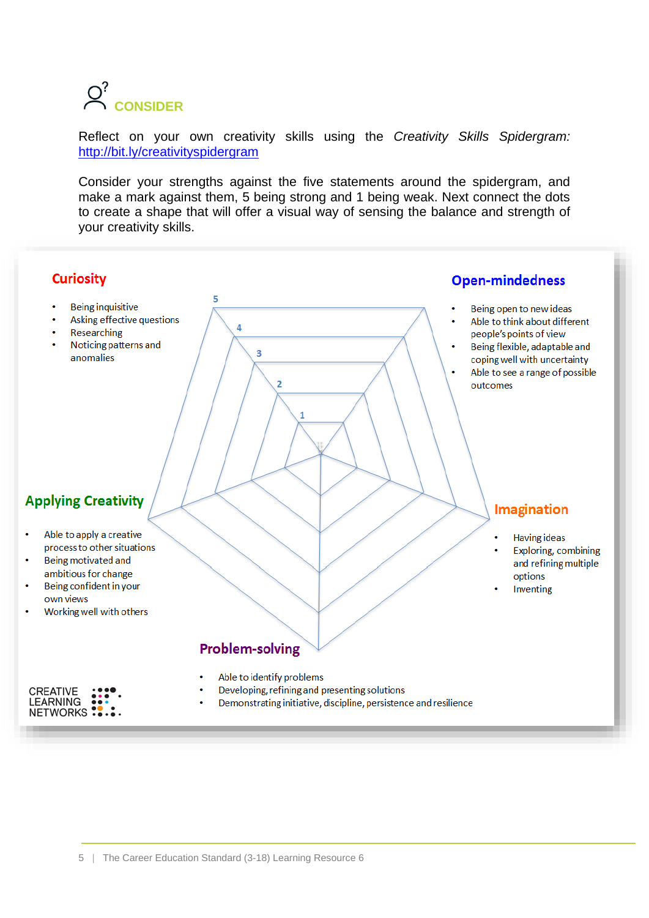## CONSIDER

Reflect on your own creativity skills using the *Creativity Skills Spidergram:* http://bit.ly/creativityspidergram

Consider your strengths against the five statements around the spidergram, and make a mark against them, 5 being strong and 1 being weak. Next connect the dots to create a shape that will offer a visual way of sensing the balance and strength of your creativity skills.

### Curiosity

- Being inquisitive
- Asking effective questions
- Researching
- Noticing patterns and anomalies

### Open-mindedness

- Being open to new ideas
- Able to think about different people's points of view
- Being flexible, adaptable and coping well with uncertainty
- Able to see a range of possible outcomes

### Imagination

- Having ideas
- Exploring, combining and refining multiple options
- Inventing

### Problem-solving

- Able to identify problems
- Developing, refining and presenting solutions
- Demonstrating initiative, discipline, persistence and resilience

### Applying Creativity

- Able to apply a creative process to other situations
- Being motivated and ambitious for change
- Being confident in your own views
- Working well with others

1 2 3 4 5

CREATIVE LEARNING NETWORKS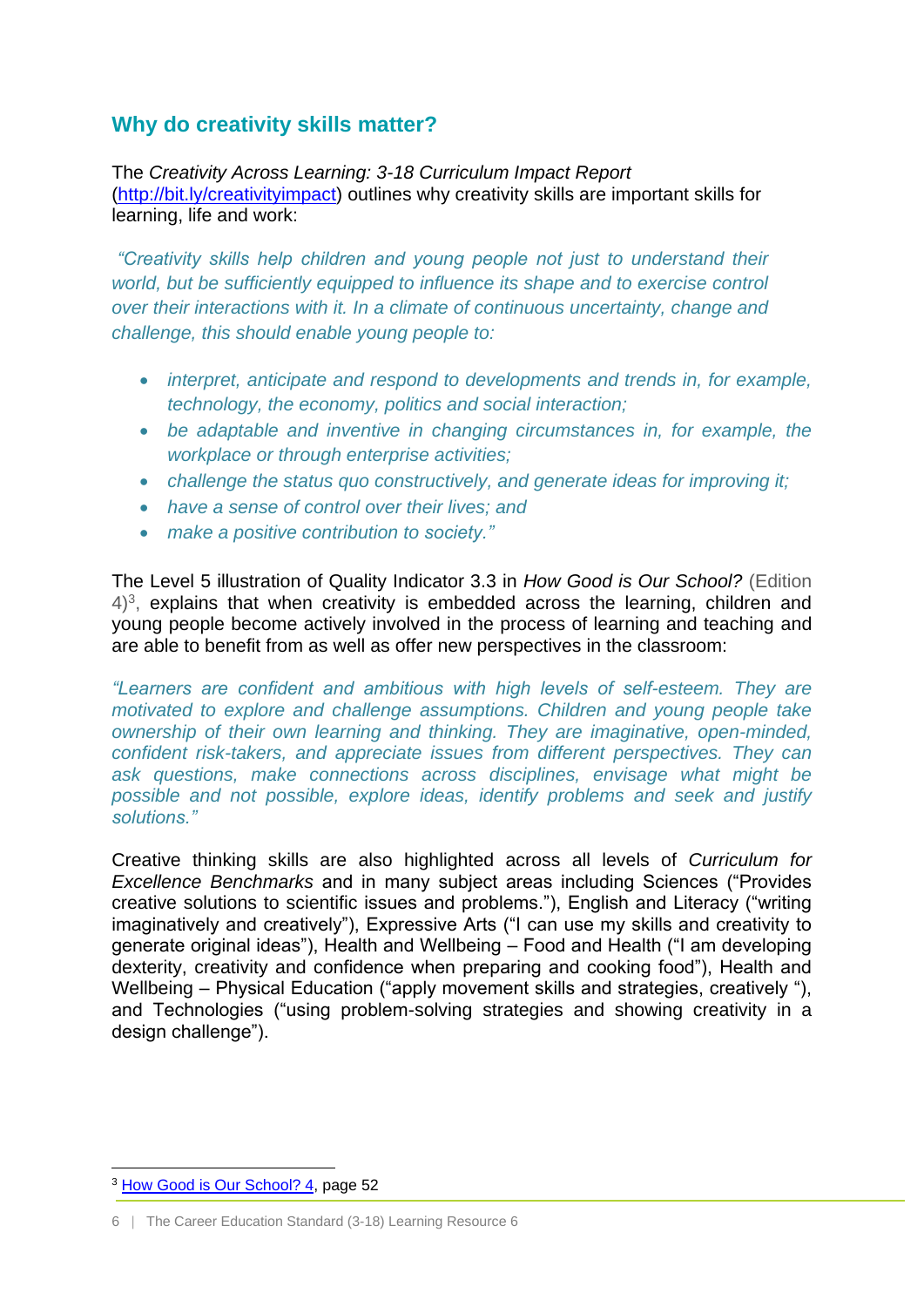## Why do creativity skills matter?

The *Creativity Across Learning: 3-18 Curriculum Impact Report* (http://bit.ly/creativityimpact) outlines why creativity skills are important skills for learning, life and work:

*"Creativity skills help children and young people not just to understand their world, but be sufficiently equipped to influence its shape and to exercise control over their interactions with it. In a climate of continuous uncertainty, change and challenge, this should enable young people to:*

- *interpret, anticipate and respond to developments and trends in, for example, technology, the economy, politics and social interaction;*
- *be adaptable and inventive in changing circumstances in, for example, the workplace or through enterprise activities;*
- *challenge the status quo constructively, and generate ideas for improving it;*
- *have a sense of control over their lives; and*
- *make a positive contribution to society."*

The Level 5 illustration of Quality Indicator 3.3 in *How Good is Our School?* (Edition 4)[3], explains that when creativity is embedded across the learning, children and young people become actively involved in the process of learning and teaching and are able to benefit from as well as offer new perspectives in the classroom:

*"Learners are confident and ambitious with high levels of self-esteem. They are motivated to explore and challenge assumptions. Children and young people take ownership of their own learning and thinking. They are imaginative, open-minded, confident risk-takers, and appreciate issues from different perspectives. They can ask questions, make connections across disciplines, envisage what might be possible and not possible, explore ideas, identify problems and seek and justify solutions."*

Creative thinking skills are also highlighted across all levels of *Curriculum for Excellence Benchmarks* and in many subject areas including Sciences ("Provides creative solutions to scientific issues and problems."), English and Literacy ("writing imaginatively and creatively"), Expressive Arts ("I can use my skills and creativity to generate original ideas"), Health and Wellbeing – Food and Health ("I am developing dexterity, creativity and confidence when preparing and cooking food"), Health and Wellbeing – Physical Education ("apply movement skills and strategies, creatively "), and Technologies ("using problem-solving strategies and showing creativity in a design challenge").

---

[3] How Good is Our School? 4, page 52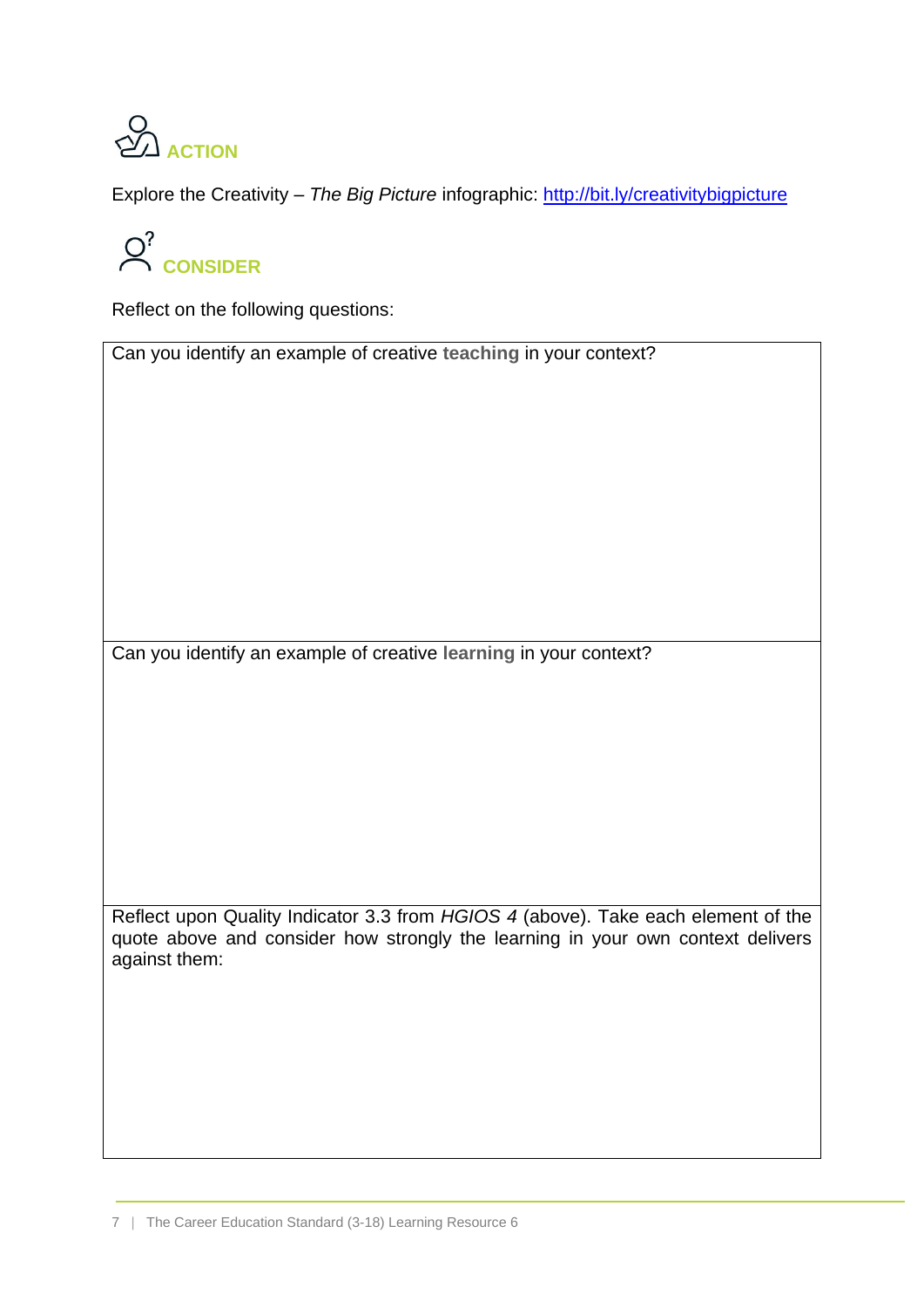## ACTION

Explore the Creativity – *The Big Picture* infographic: [http://bit.ly/creativitybigpicture](http://bit.ly/creativitybigpicture)

## CONSIDER

Reflect on the following questions:

| Can you identify an example of creative **teaching** in your context? |
|---|
| Can you identify an example of creative **learning** in your context? |
| Reflect upon Quality Indicator 3.3 from *HGIOS 4* (above). Take each element of the quote above and consider how strongly the learning in your own context delivers against them: |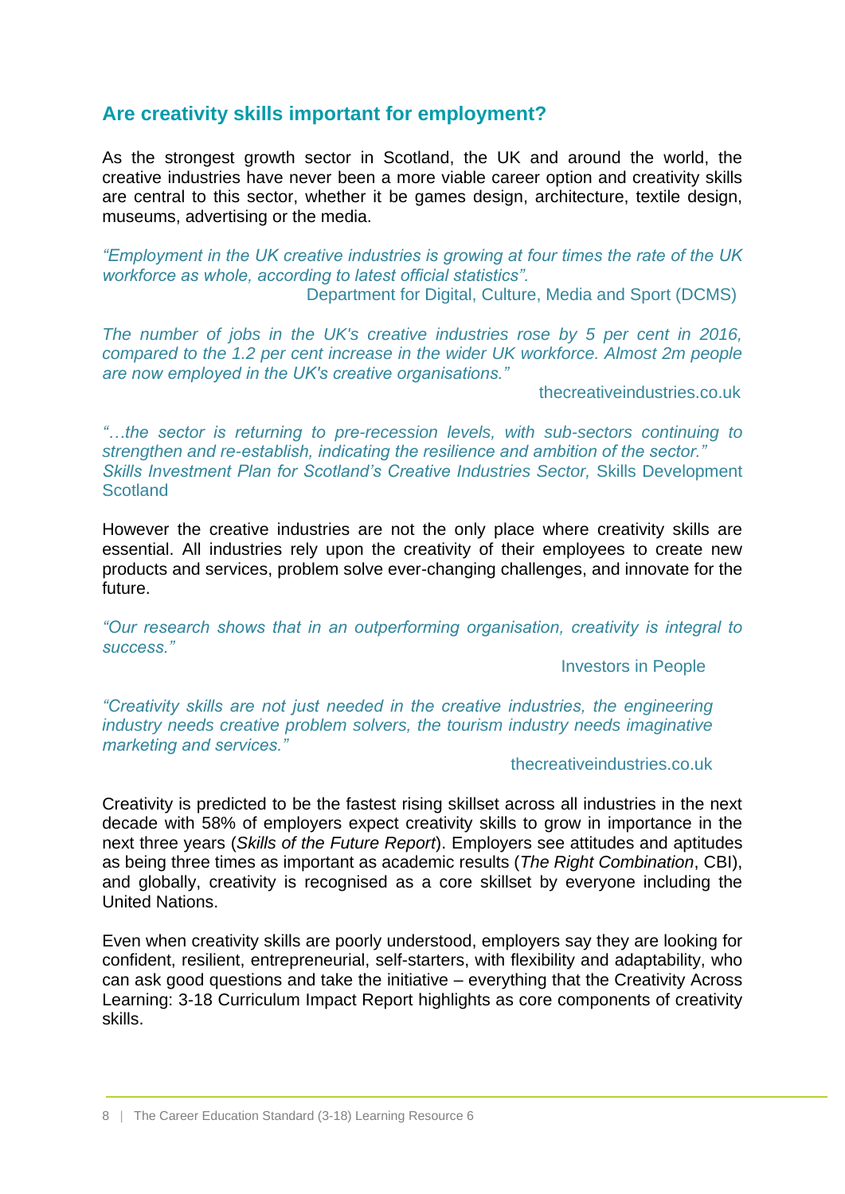## Are creativity skills important for employment?

As the strongest growth sector in Scotland, the UK and around the world, the creative industries have never been a more viable career option and creativity skills are central to this sector, whether it be games design, architecture, textile design, museums, advertising or the media.

*"Employment in the UK creative industries is growing at four times the rate of the UK workforce as whole, according to latest official statistics".*

Department for Digital, Culture, Media and Sport (DCMS)

*The number of jobs in the UK's creative industries rose by 5 per cent in 2016, compared to the 1.2 per cent increase in the wider UK workforce. Almost 2m people are now employed in the UK's creative organisations."*

thecreativeindustries.co.uk

*"…the sector is returning to pre-recession levels, with sub-sectors continuing to strengthen and re-establish, indicating the resilience and ambition of the sector." Skills Investment Plan for Scotland's Creative Industries Sector,* Skills Development Scotland

However the creative industries are not the only place where creativity skills are essential. All industries rely upon the creativity of their employees to create new products and services, problem solve ever-changing challenges, and innovate for the future.

*"Our research shows that in an outperforming organisation, creativity is integral to success."*

Investors in People

*"Creativity skills are not just needed in the creative industries, the engineering industry needs creative problem solvers, the tourism industry needs imaginative marketing and services."*

thecreativeindustries.co.uk

Creativity is predicted to be the fastest rising skillset across all industries in the next decade with 58% of employers expect creativity skills to grow in importance in the next three years (*Skills of the Future Report*). Employers see attitudes and aptitudes as being three times as important as academic results (*The Right Combination*, CBI), and globally, creativity is recognised as a core skillset by everyone including the United Nations.

Even when creativity skills are poorly understood, employers say they are looking for confident, resilient, entrepreneurial, self-starters, with flexibility and adaptability, who can ask good questions and take the initiative – everything that the Creativity Across Learning: 3-18 Curriculum Impact Report highlights as core components of creativity skills.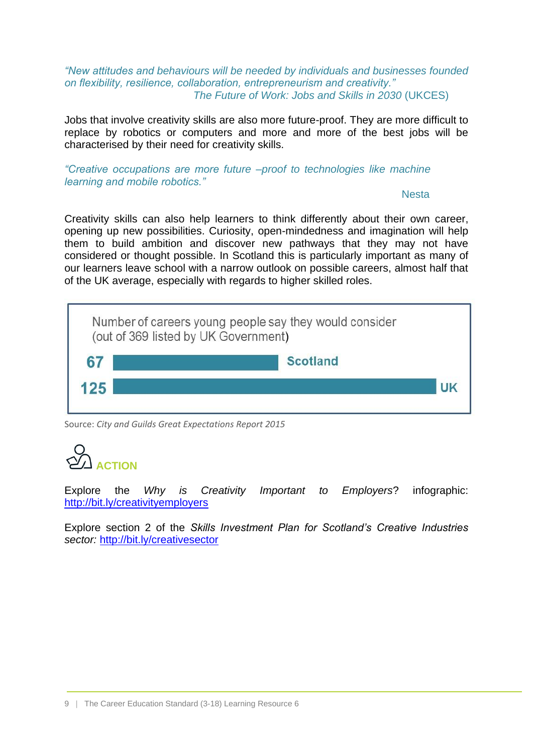*"New attitudes and behaviours will be needed by individuals and businesses founded on flexibility, resilience, collaboration, entrepreneurism and creativity."*
*The Future of Work: Jobs and Skills in 2030* (UKCES)

Jobs that involve creativity skills are also more future-proof. They are more difficult to replace by robotics or computers and more and more of the best jobs will be characterised by their need for creativity skills.

*"Creative occupations are more future –proof to technologies like machine learning and mobile robotics."*
Nesta

Creativity skills can also help learners to think differently about their own career, opening up new possibilities. Curiosity, open-mindedness and imagination will help them to build ambition and discover new pathways that they may not have considered or thought possible. In Scotland this is particularly important as many of our learners leave school with a narrow outlook on possible careers, almost half that of the UK average, especially with regards to higher skilled roles.

**Number of careers young people say they would consider (out of 369 listed by UK Government)**

| Region | Number |
| --- | --- |
| Scotland | 67 |
| UK | 125 |

Source: *City and Guilds Great Expectations Report 2015*

## ACTION

Explore the *Why is Creativity Important to Employers*? infographic: http://bit.ly/creativityemployers

Explore section 2 of the *Skills Investment Plan for Scotland's Creative Industries sector:* http://bit.ly/creativesector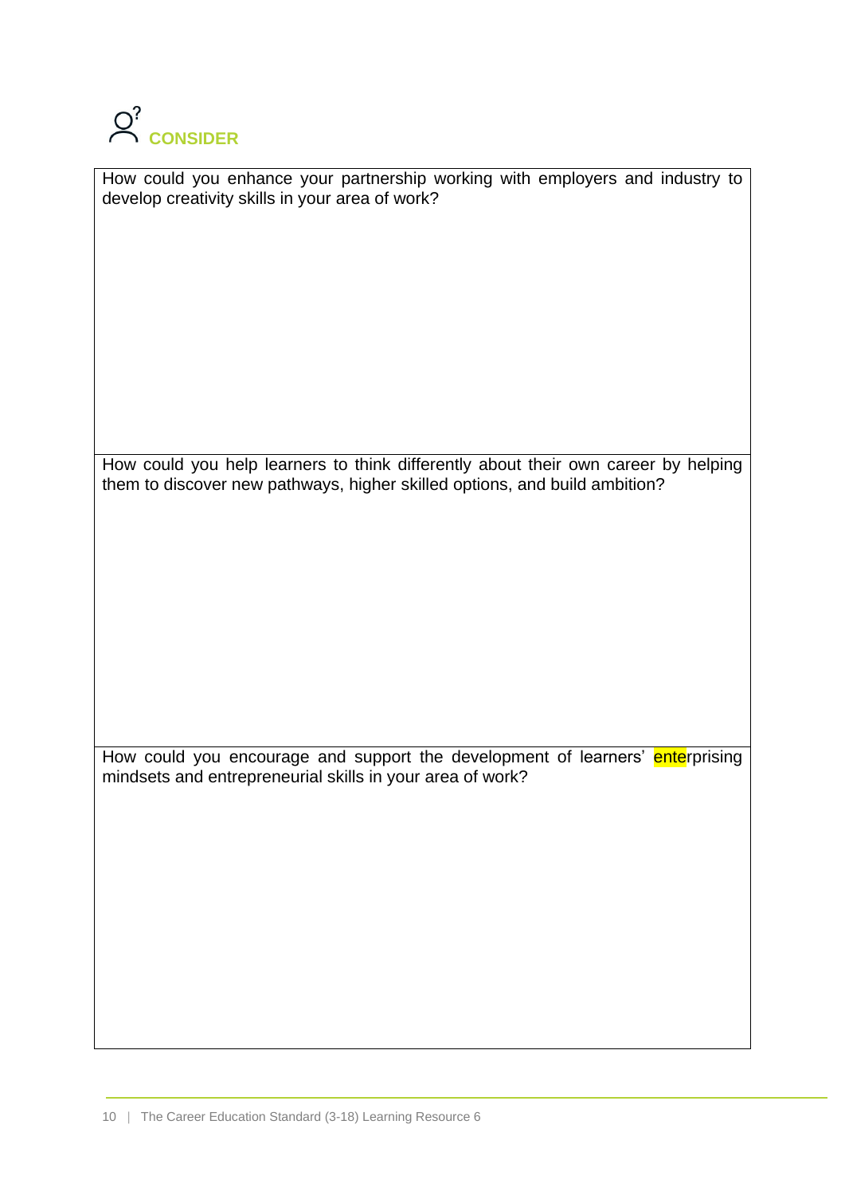## CONSIDER

| How could you enhance your partnership working with employers and industry to develop creativity skills in your area of work? |
| --- |
| How could you help learners to think differently about their own career by helping them to discover new pathways, higher skilled options, and build ambition? |
| How could you encourage and support the development of learners' enterprising mindsets and entrepreneurial skills in your area of work? |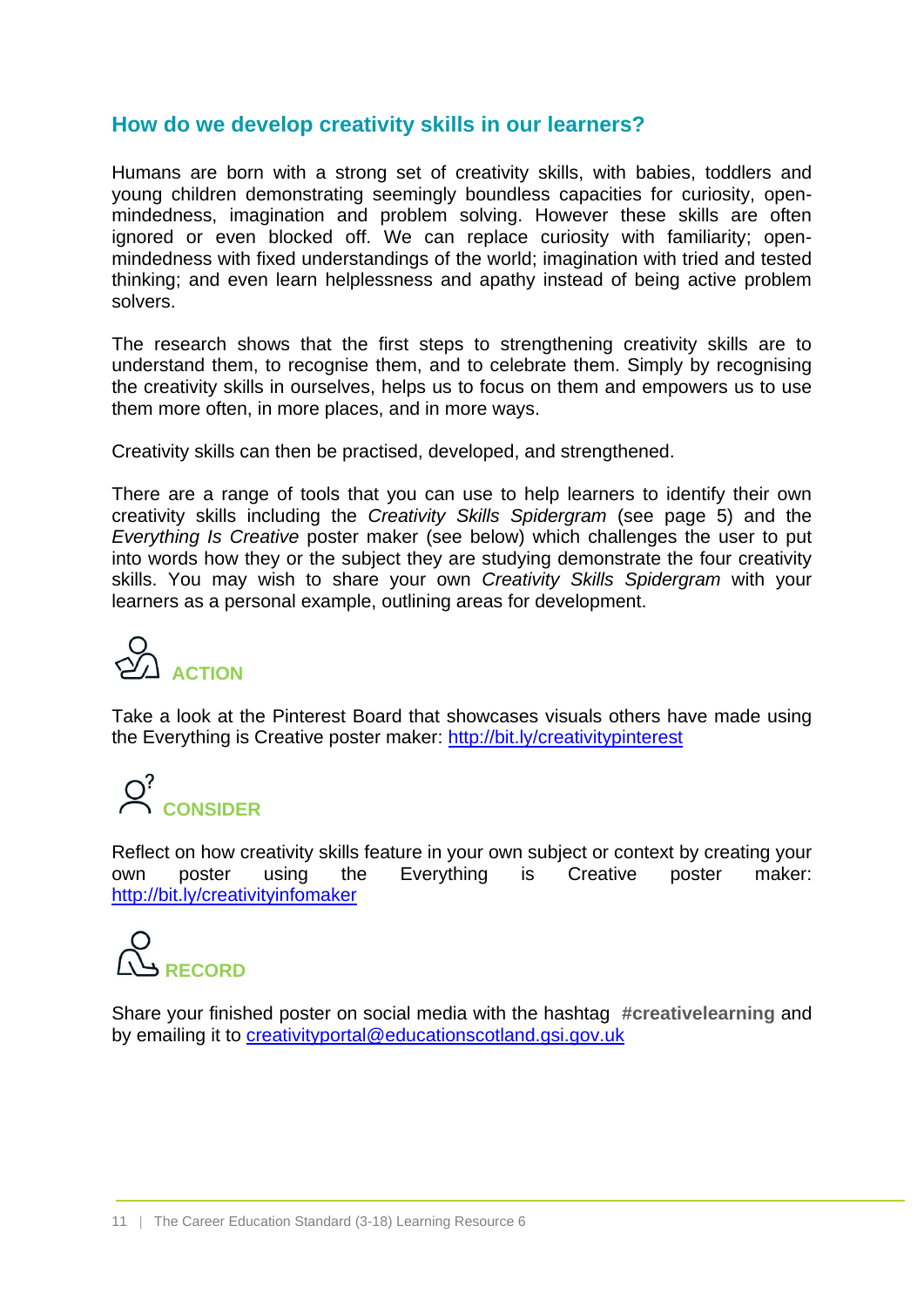## How do we develop creativity skills in our learners?

Humans are born with a strong set of creativity skills, with babies, toddlers and young children demonstrating seemingly boundless capacities for curiosity, open-mindedness, imagination and problem solving. However these skills are often ignored or even blocked off. We can replace curiosity with familiarity; open-mindedness with fixed understandings of the world; imagination with tried and tested thinking; and even learn helplessness and apathy instead of being active problem solvers.

The research shows that the first steps to strengthening creativity skills are to understand them, to recognise them, and to celebrate them. Simply by recognising the creativity skills in ourselves, helps us to focus on them and empowers us to use them more often, in more places, and in more ways.

Creativity skills can then be practised, developed, and strengthened.

There are a range of tools that you can use to help learners to identify their own creativity skills including the *Creativity Skills Spidergram* (see page 5) and the *Everything Is Creative* poster maker (see below) which challenges the user to put into words how they or the subject they are studying demonstrate the four creativity skills. You may wish to share your own *Creativity Skills Spidergram* with your learners as a personal example, outlining areas for development.

### ACTION

Take a look at the Pinterest Board that showcases visuals others have made using the Everything is Creative poster maker: http://bit.ly/creativitypinterest

### CONSIDER

Reflect on how creativity skills feature in your own subject or context by creating your own poster using the Everything is Creative poster maker: http://bit.ly/creativityinfomaker

### RECORD

Share your finished poster on social media with the hashtag **#creativelearning** and by emailing it to creativityportal@educationscotland.gsi.gov.uk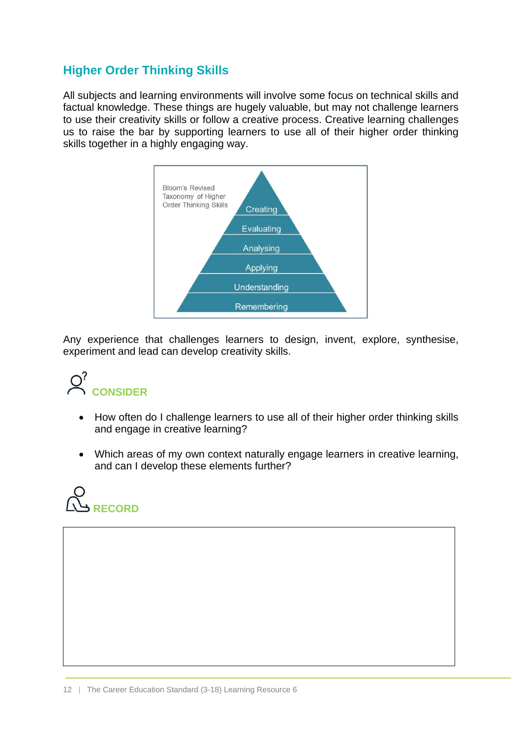## Higher Order Thinking Skills

All subjects and learning environments will involve some focus on technical skills and factual knowledge. These things are hugely valuable, but may not challenge learners to use their creativity skills or follow a creative process. Creative learning challenges us to raise the bar by supporting learners to use all of their higher order thinking skills together in a highly engaging way.

Bloom's Revised Taxonomy of Higher Order Thinking Skills

- Creating
- Evaluating
- Analysing
- Applying
- Understanding
- Remembering

Any experience that challenges learners to design, invent, explore, synthesise, experiment and lead can develop creativity skills.

### CONSIDER

- How often do I challenge learners to use all of their higher order thinking skills and engage in creative learning?
- Which areas of my own context naturally engage learners in creative learning, and can I develop these elements further?

### RECORD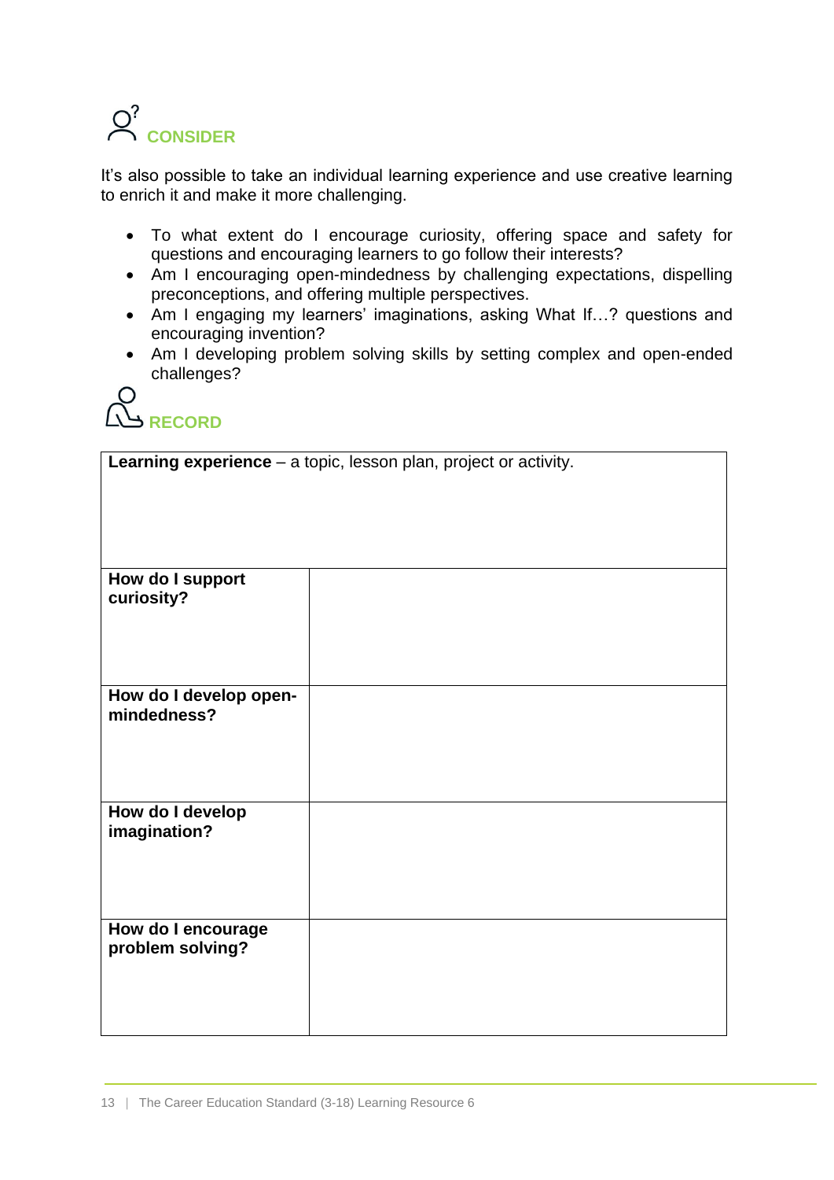## CONSIDER

It's also possible to take an individual learning experience and use creative learning to enrich it and make it more challenging.

- To what extent do I encourage curiosity, offering space and safety for questions and encouraging learners to go follow their interests?
- Am I encouraging open-mindedness by challenging expectations, dispelling preconceptions, and offering multiple perspectives.
- Am I engaging my learners' imaginations, asking What If…? questions and encouraging invention?
- Am I developing problem solving skills by setting complex and open-ended challenges?

## RECORD

| **Learning experience** – a topic, lesson plan, project or activity. | |
|---|---|
| **How do I support curiosity?** | |
| **How do I develop open-mindedness?** | |
| **How do I develop imagination?** | |
| **How do I encourage problem solving?** | |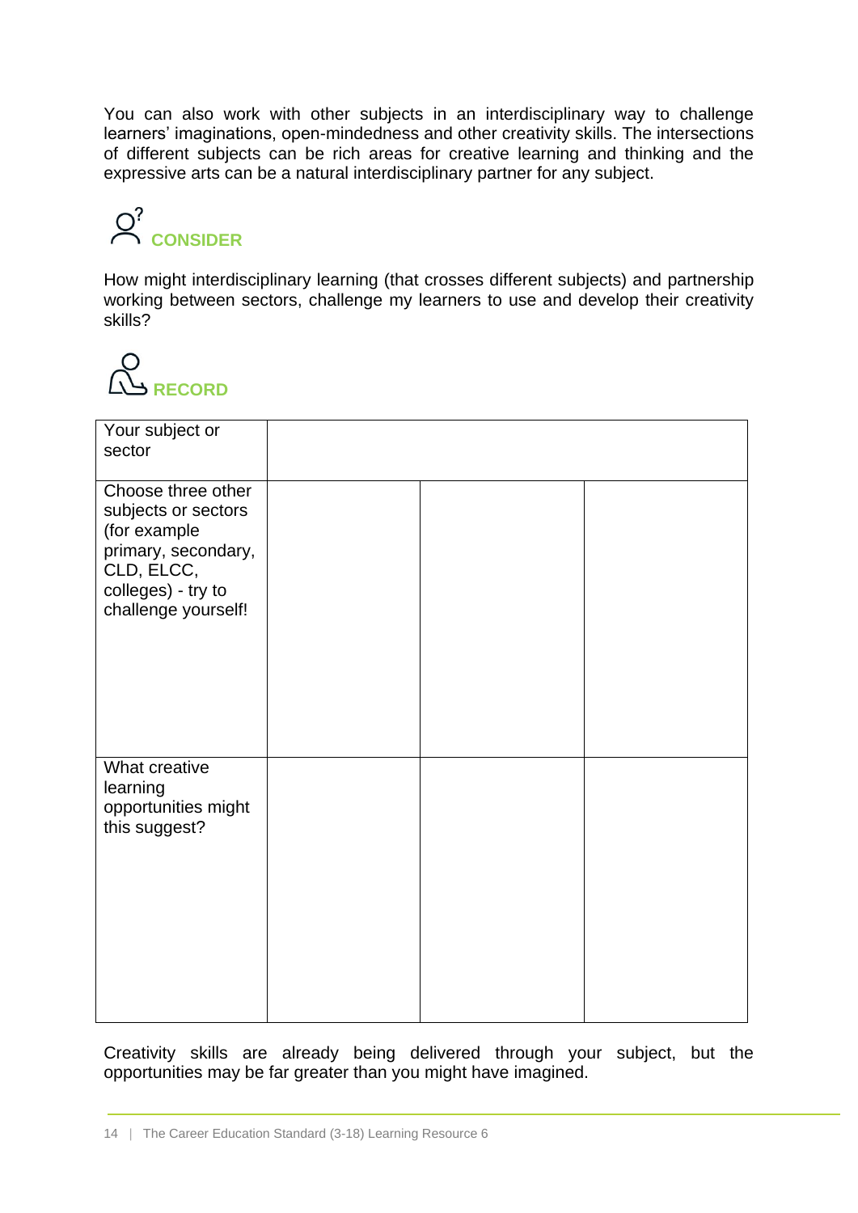You can also work with other subjects in an interdisciplinary way to challenge learners' imaginations, open-mindedness and other creativity skills. The intersections of different subjects can be rich areas for creative learning and thinking and the expressive arts can be a natural interdisciplinary partner for any subject.

### CONSIDER

How might interdisciplinary learning (that crosses different subjects) and partnership working between sectors, challenge my learners to use and develop their creativity skills?

### RECORD

| Your subject or sector | | | |
|---|---|---|---|
| Choose three other subjects or sectors (for example primary, secondary, CLD, ELCC, colleges) - try to challenge yourself! | | | |
| What creative learning opportunities might this suggest? | | | |

Creativity skills are already being delivered through your subject, but the opportunities may be far greater than you might have imagined.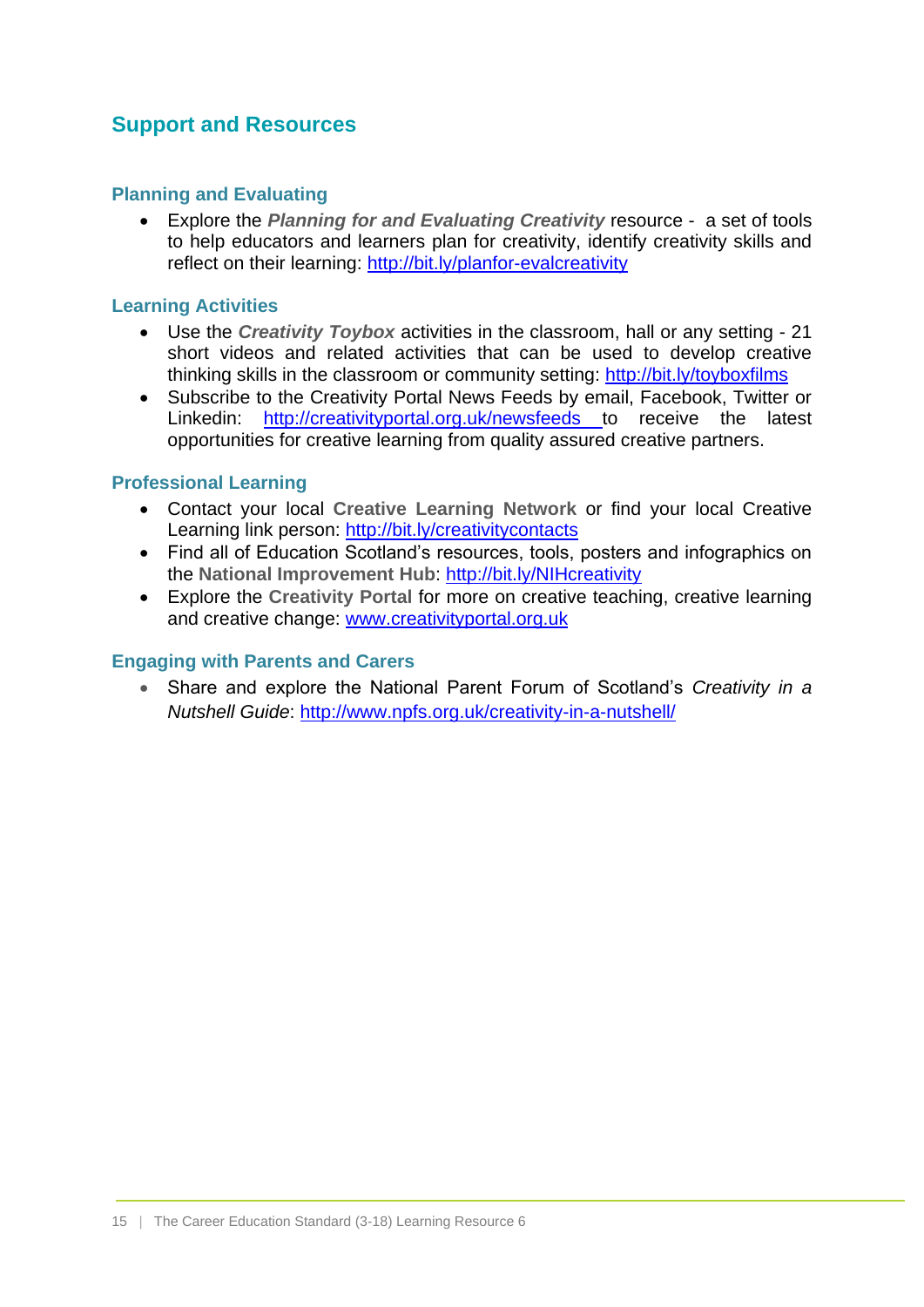## Support and Resources

### Planning and Evaluating

- Explore the ***Planning for and Evaluating Creativity*** resource - a set of tools to help educators and learners plan for creativity, identify creativity skills and reflect on their learning: http://bit.ly/planfor-evalcreativity

### Learning Activities

- Use the ***Creativity Toybox*** activities in the classroom, hall or any setting - 21 short videos and related activities that can be used to develop creative thinking skills in the classroom or community setting: http://bit.ly/toyboxfilms
- Subscribe to the Creativity Portal News Feeds by email, Facebook, Twitter or Linkedin: http://creativityportal.org.uk/newsfeeds to receive the latest opportunities for creative learning from quality assured creative partners.

### Professional Learning

- Contact your local **Creative Learning Network** or find your local Creative Learning link person: http://bit.ly/creativitycontacts
- Find all of Education Scotland's resources, tools, posters and infographics on the **National Improvement Hub**: http://bit.ly/NIHcreativity
- Explore the **Creativity Portal** for more on creative teaching, creative learning and creative change: www.creativityportal.org.uk

### Engaging with Parents and Carers

- Share and explore the National Parent Forum of Scotland's *Creativity in a Nutshell Guide*: http://www.npfs.org.uk/creativity-in-a-nutshell/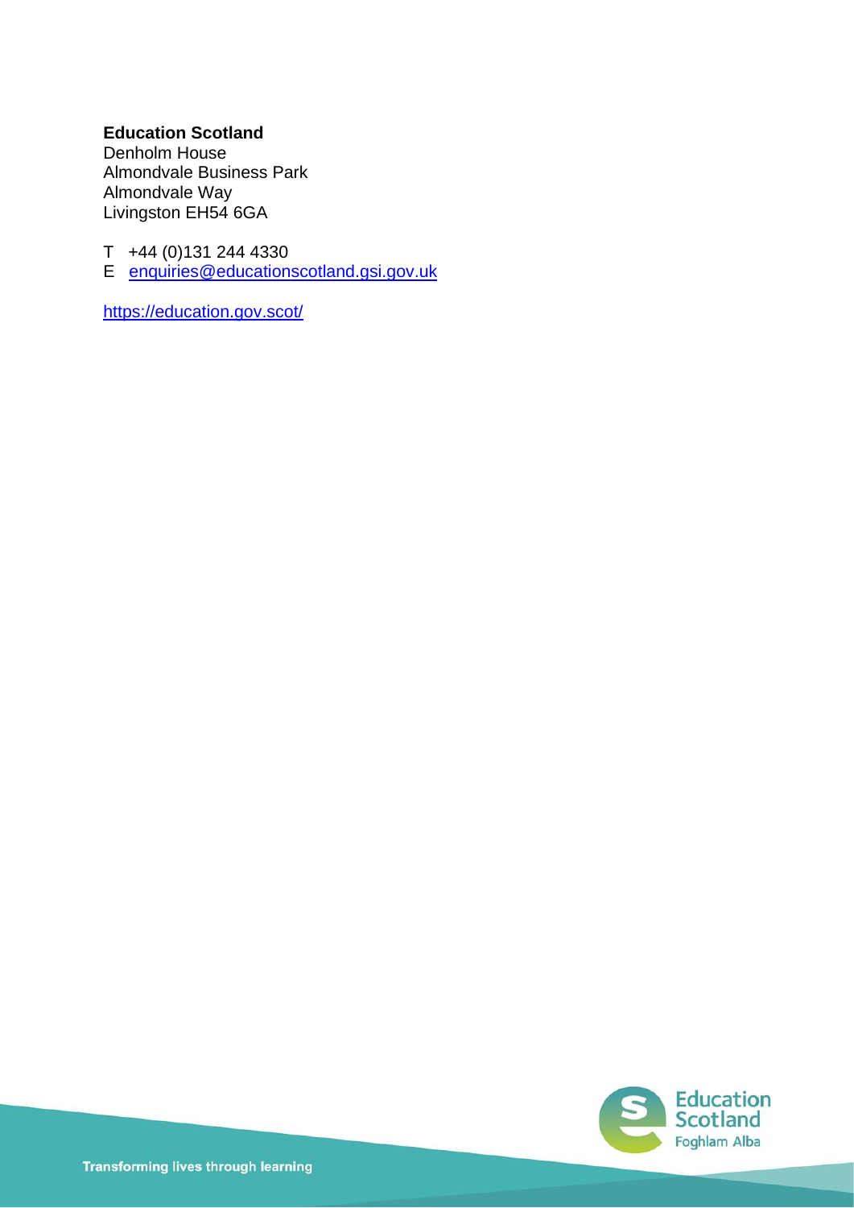**Education Scotland**
Denholm House
Almondvale Business Park
Almondvale Way
Livingston EH54 6GA

T +44 (0)131 244 4330
E enquiries@educationscotland.gsi.gov.uk

https://education.gov.scot/

Education Scotland
Foghlam Alba

Transforming lives through learning